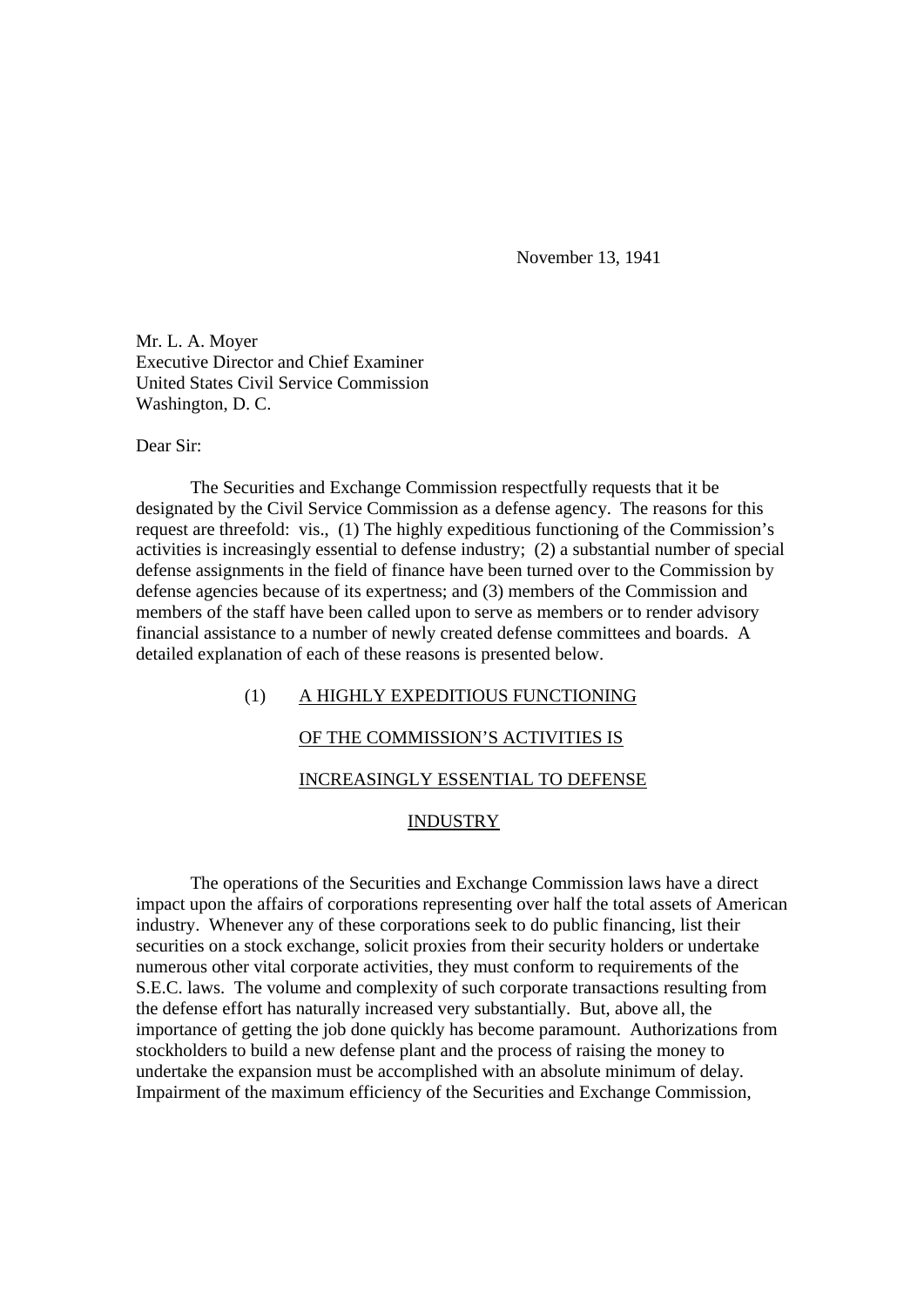November 13, 1941

Mr. L. A. Moyer
Executive Director and Chief Examiner
United States Civil Service Commission
Washington, D. C.

Dear Sir:

The Securities and Exchange Commission respectfully requests that it be designated by the Civil Service Commission as a defense agency. The reasons for this request are threefold: vis., (1) The highly expeditious functioning of the Commission's activities is increasingly essential to defense industry; (2) a substantial number of special defense assignments in the field of finance have been turned over to the Commission by defense agencies because of its expertness; and (3) members of the Commission and members of the staff have been called upon to serve as members or to render advisory financial assistance to a number of newly created defense committees and boards. A detailed explanation of each of these reasons is presented below.

## (1) A HIGHLY EXPEDITIOUS FUNCTIONING OF THE COMMISSION'S ACTIVITIES IS INCREASINGLY ESSENTIAL TO DEFENSE INDUSTRY

The operations of the Securities and Exchange Commission laws have a direct impact upon the affairs of corporations representing over half the total assets of American industry. Whenever any of these corporations seek to do public financing, list their securities on a stock exchange, solicit proxies from their security holders or undertake numerous other vital corporate activities, they must conform to requirements of the S.E.C. laws. The volume and complexity of such corporate transactions resulting from the defense effort has naturally increased very substantially. But, above all, the importance of getting the job done quickly has become paramount. Authorizations from stockholders to build a new defense plant and the process of raising the money to undertake the expansion must be accomplished with an absolute minimum of delay. Impairment of the maximum efficiency of the Securities and Exchange Commission,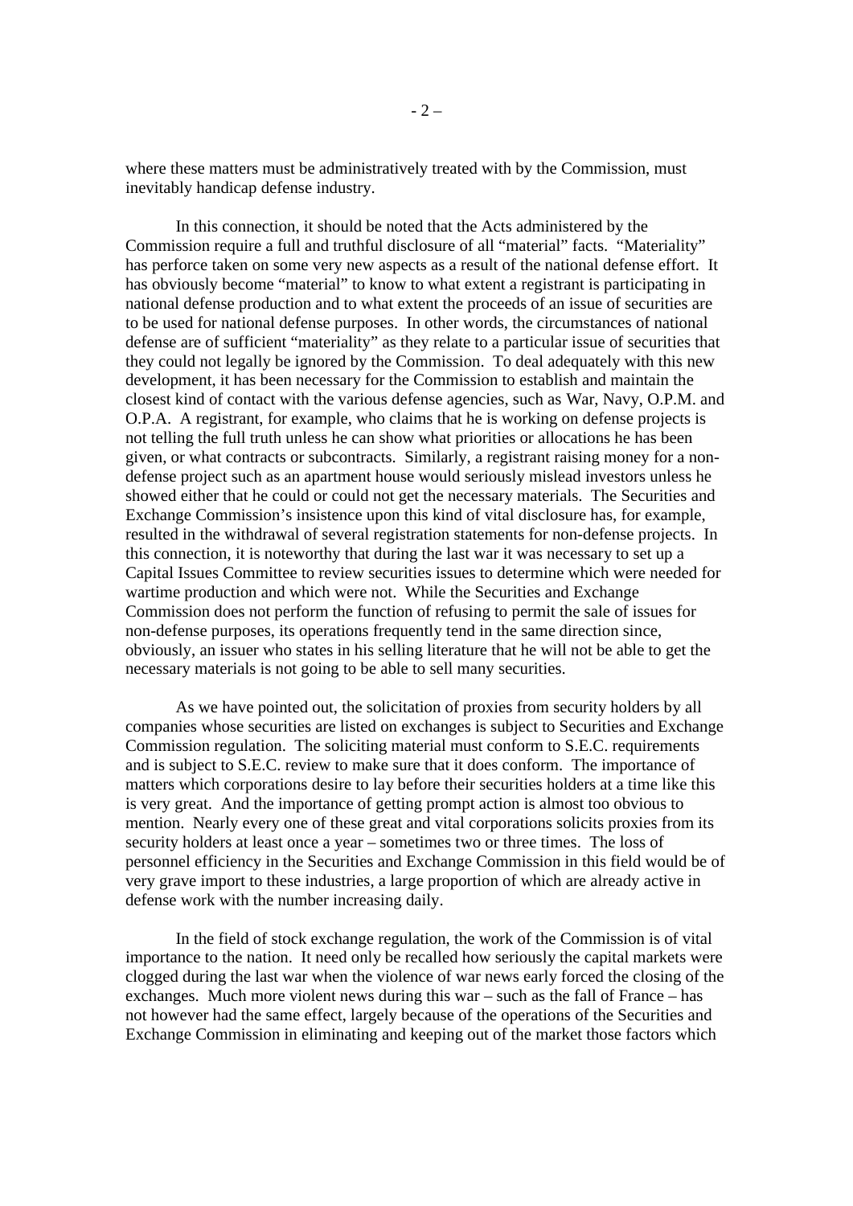where these matters must be administratively treated with by the Commission, must inevitably handicap defense industry.

In this connection, it should be noted that the Acts administered by the Commission require a full and truthful disclosure of all "material" facts. "Materiality" has perforce taken on some very new aspects as a result of the national defense effort. It has obviously become "material" to know to what extent a registrant is participating in national defense production and to what extent the proceeds of an issue of securities are to be used for national defense purposes. In other words, the circumstances of national defense are of sufficient "materiality" as they relate to a particular issue of securities that they could not legally be ignored by the Commission. To deal adequately with this new development, it has been necessary for the Commission to establish and maintain the closest kind of contact with the various defense agencies, such as War, Navy, O.P.M. and O.P.A. A registrant, for example, who claims that he is working on defense projects is not telling the full truth unless he can show what priorities or allocations he has been given, or what contracts or subcontracts. Similarly, a registrant raising money for a non-defense project such as an apartment house would seriously mislead investors unless he showed either that he could or could not get the necessary materials. The Securities and Exchange Commission's insistence upon this kind of vital disclosure has, for example, resulted in the withdrawal of several registration statements for non-defense projects. In this connection, it is noteworthy that during the last war it was necessary to set up a Capital Issues Committee to review securities issues to determine which were needed for wartime production and which were not. While the Securities and Exchange Commission does not perform the function of refusing to permit the sale of issues for non-defense purposes, its operations frequently tend in the same direction since, obviously, an issuer who states in his selling literature that he will not be able to get the necessary materials is not going to be able to sell many securities.

As we have pointed out, the solicitation of proxies from security holders by all companies whose securities are listed on exchanges is subject to Securities and Exchange Commission regulation. The soliciting material must conform to S.E.C. requirements and is subject to S.E.C. review to make sure that it does conform. The importance of matters which corporations desire to lay before their securities holders at a time like this is very great. And the importance of getting prompt action is almost too obvious to mention. Nearly every one of these great and vital corporations solicits proxies from its security holders at least once a year – sometimes two or three times. The loss of personnel efficiency in the Securities and Exchange Commission in this field would be of very grave import to these industries, a large proportion of which are already active in defense work with the number increasing daily.

In the field of stock exchange regulation, the work of the Commission is of vital importance to the nation. It need only be recalled how seriously the capital markets were clogged during the last war when the violence of war news early forced the closing of the exchanges. Much more violent news during this war – such as the fall of France – has not however had the same effect, largely because of the operations of the Securities and Exchange Commission in eliminating and keeping out of the market those factors which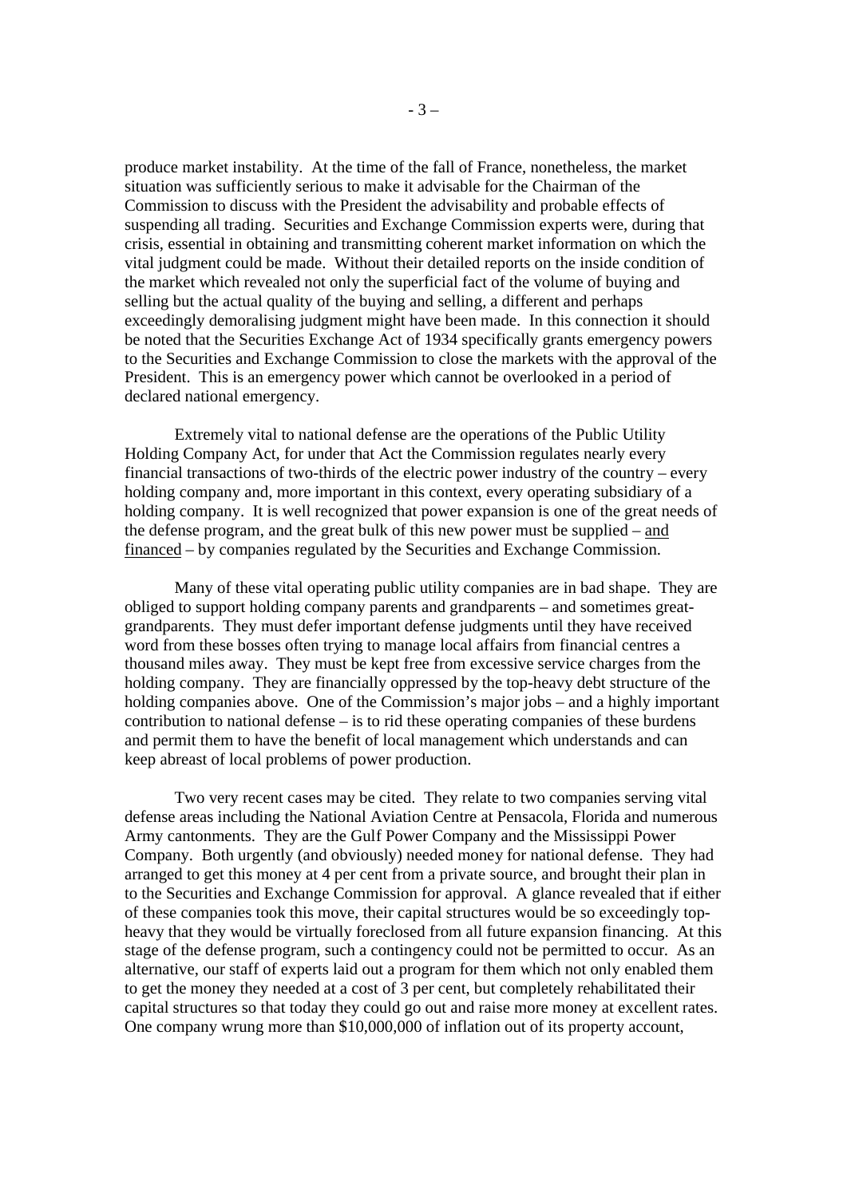produce market instability. At the time of the fall of France, nonetheless, the market situation was sufficiently serious to make it advisable for the Chairman of the Commission to discuss with the President the advisability and probable effects of suspending all trading. Securities and Exchange Commission experts were, during that crisis, essential in obtaining and transmitting coherent market information on which the vital judgment could be made. Without their detailed reports on the inside condition of the market which revealed not only the superficial fact of the volume of buying and selling but the actual quality of the buying and selling, a different and perhaps exceedingly demoralising judgment might have been made. In this connection it should be noted that the Securities Exchange Act of 1934 specifically grants emergency powers to the Securities and Exchange Commission to close the markets with the approval of the President. This is an emergency power which cannot be overlooked in a period of declared national emergency.

Extremely vital to national defense are the operations of the Public Utility Holding Company Act, for under that Act the Commission regulates nearly every financial transactions of two-thirds of the electric power industry of the country – every holding company and, more important in this context, every operating subsidiary of a holding company. It is well recognized that power expansion is one of the great needs of the defense program, and the great bulk of this new power must be supplied – <u>and financed</u> – by companies regulated by the Securities and Exchange Commission.

Many of these vital operating public utility companies are in bad shape. They are obliged to support holding company parents and grandparents – and sometimes great-grandparents. They must defer important defense judgments until they have received word from these bosses often trying to manage local affairs from financial centres a thousand miles away. They must be kept free from excessive service charges from the holding company. They are financially oppressed by the top-heavy debt structure of the holding companies above. One of the Commission's major jobs – and a highly important contribution to national defense – is to rid these operating companies of these burdens and permit them to have the benefit of local management which understands and can keep abreast of local problems of power production.

Two very recent cases may be cited. They relate to two companies serving vital defense areas including the National Aviation Centre at Pensacola, Florida and numerous Army cantonments. They are the Gulf Power Company and the Mississippi Power Company. Both urgently (and obviously) needed money for national defense. They had arranged to get this money at 4 per cent from a private source, and brought their plan in to the Securities and Exchange Commission for approval. A glance revealed that if either of these companies took this move, their capital structures would be so exceedingly top-heavy that they would be virtually foreclosed from all future expansion financing. At this stage of the defense program, such a contingency could not be permitted to occur. As an alternative, our staff of experts laid out a program for them which not only enabled them to get the money they needed at a cost of 3 per cent, but completely rehabilitated their capital structures so that today they could go out and raise more money at excellent rates. One company wrung more than $10,000,000 of inflation out of its property account,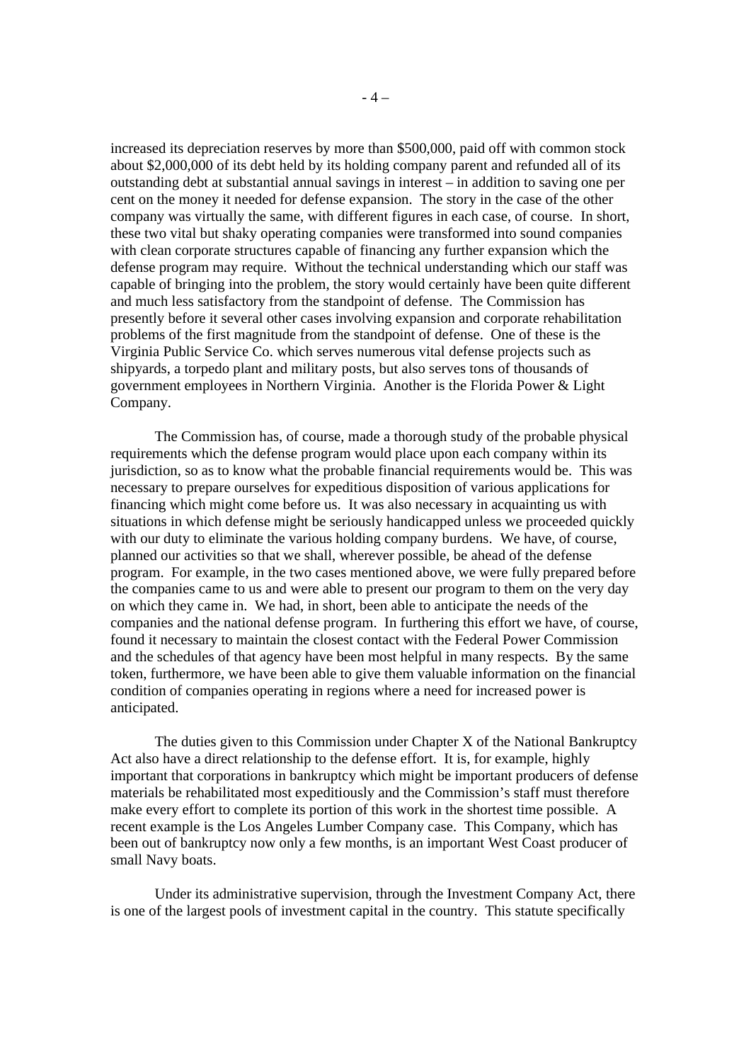increased its depreciation reserves by more than $500,000, paid off with common stock about $2,000,000 of its debt held by its holding company parent and refunded all of its outstanding debt at substantial annual savings in interest – in addition to saving one per cent on the money it needed for defense expansion. The story in the case of the other company was virtually the same, with different figures in each case, of course. In short, these two vital but shaky operating companies were transformed into sound companies with clean corporate structures capable of financing any further expansion which the defense program may require. Without the technical understanding which our staff was capable of bringing into the problem, the story would certainly have been quite different and much less satisfactory from the standpoint of defense. The Commission has presently before it several other cases involving expansion and corporate rehabilitation problems of the first magnitude from the standpoint of defense. One of these is the Virginia Public Service Co. which serves numerous vital defense projects such as shipyards, a torpedo plant and military posts, but also serves tons of thousands of government employees in Northern Virginia. Another is the Florida Power & Light Company.

The Commission has, of course, made a thorough study of the probable physical requirements which the defense program would place upon each company within its jurisdiction, so as to know what the probable financial requirements would be. This was necessary to prepare ourselves for expeditious disposition of various applications for financing which might come before us. It was also necessary in acquainting us with situations in which defense might be seriously handicapped unless we proceeded quickly with our duty to eliminate the various holding company burdens. We have, of course, planned our activities so that we shall, wherever possible, be ahead of the defense program. For example, in the two cases mentioned above, we were fully prepared before the companies came to us and were able to present our program to them on the very day on which they came in. We had, in short, been able to anticipate the needs of the companies and the national defense program. In furthering this effort we have, of course, found it necessary to maintain the closest contact with the Federal Power Commission and the schedules of that agency have been most helpful in many respects. By the same token, furthermore, we have been able to give them valuable information on the financial condition of companies operating in regions where a need for increased power is anticipated.

The duties given to this Commission under Chapter X of the National Bankruptcy Act also have a direct relationship to the defense effort. It is, for example, highly important that corporations in bankruptcy which might be important producers of defense materials be rehabilitated most expeditiously and the Commission's staff must therefore make every effort to complete its portion of this work in the shortest time possible. A recent example is the Los Angeles Lumber Company case. This Company, which has been out of bankruptcy now only a few months, is an important West Coast producer of small Navy boats.

Under its administrative supervision, through the Investment Company Act, there is one of the largest pools of investment capital in the country. This statute specifically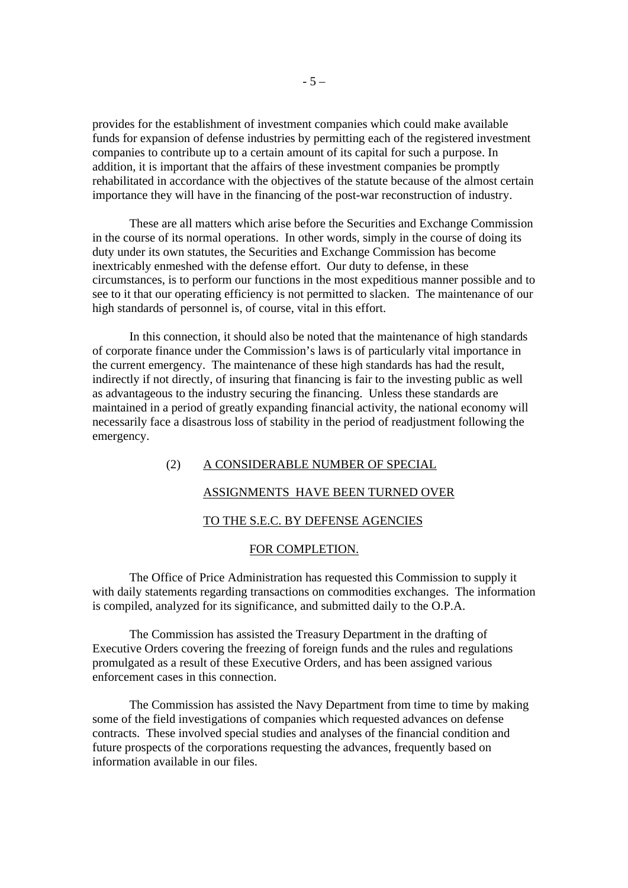provides for the establishment of investment companies which could make available funds for expansion of defense industries by permitting each of the registered investment companies to contribute up to a certain amount of its capital for such a purpose. In addition, it is important that the affairs of these investment companies be promptly rehabilitated in accordance with the objectives of the statute because of the almost certain importance they will have in the financing of the post-war reconstruction of industry.

These are all matters which arise before the Securities and Exchange Commission in the course of its normal operations. In other words, simply in the course of doing its duty under its own statutes, the Securities and Exchange Commission has become inextricably enmeshed with the defense effort. Our duty to defense, in these circumstances, is to perform our functions in the most expeditious manner possible and to see to it that our operating efficiency is not permitted to slacken. The maintenance of our high standards of personnel is, of course, vital in this effort.

In this connection, it should also be noted that the maintenance of high standards of corporate finance under the Commission's laws is of particularly vital importance in the current emergency. The maintenance of these high standards has had the result, indirectly if not directly, of insuring that financing is fair to the investing public as well as advantageous to the industry securing the financing. Unless these standards are maintained in a period of greatly expanding financial activity, the national economy will necessarily face a disastrous loss of stability in the period of readjustment following the emergency.

## (2) A CONSIDERABLE NUMBER OF SPECIAL ASSIGNMENTS HAVE BEEN TURNED OVER TO THE S.E.C. BY DEFENSE AGENCIES FOR COMPLETION.

The Office of Price Administration has requested this Commission to supply it with daily statements regarding transactions on commodities exchanges. The information is compiled, analyzed for its significance, and submitted daily to the O.P.A.

The Commission has assisted the Treasury Department in the drafting of Executive Orders covering the freezing of foreign funds and the rules and regulations promulgated as a result of these Executive Orders, and has been assigned various enforcement cases in this connection.

The Commission has assisted the Navy Department from time to time by making some of the field investigations of companies which requested advances on defense contracts. These involved special studies and analyses of the financial condition and future prospects of the corporations requesting the advances, frequently based on information available in our files.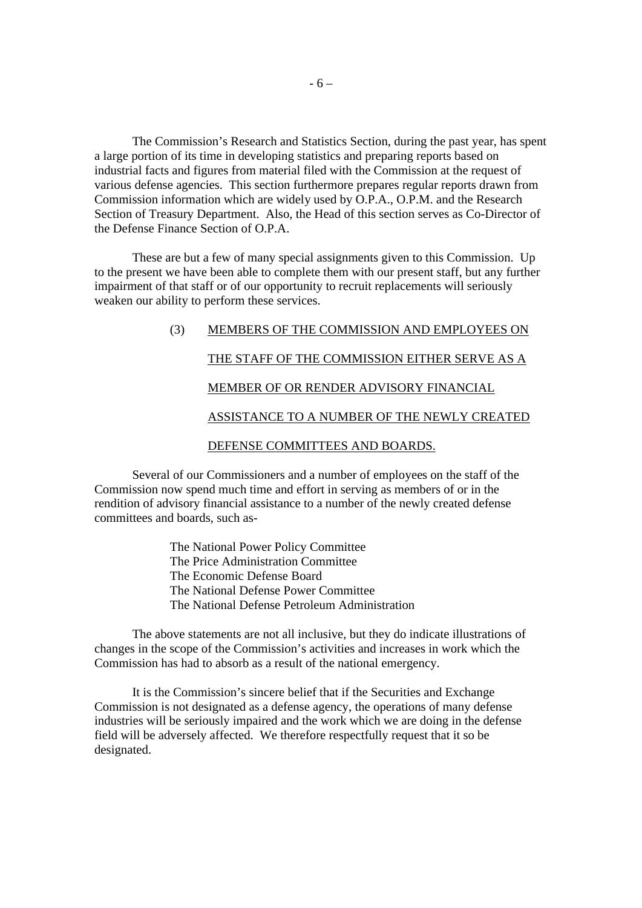The Commission's Research and Statistics Section, during the past year, has spent a large portion of its time in developing statistics and preparing reports based on industrial facts and figures from material filed with the Commission at the request of various defense agencies. This section furthermore prepares regular reports drawn from Commission information which are widely used by O.P.A., O.P.M. and the Research Section of Treasury Department. Also, the Head of this section serves as Co-Director of the Defense Finance Section of O.P.A.

These are but a few of many special assignments given to this Commission. Up to the present we have been able to complete them with our present staff, but any further impairment of that staff or of our opportunity to recruit replacements will seriously weaken our ability to perform these services.

(3) MEMBERS OF THE COMMISSION AND EMPLOYEES ON THE STAFF OF THE COMMISSION EITHER SERVE AS A MEMBER OF OR RENDER ADVISORY FINANCIAL ASSISTANCE TO A NUMBER OF THE NEWLY CREATED DEFENSE COMMITTEES AND BOARDS.

Several of our Commissioners and a number of employees on the staff of the Commission now spend much time and effort in serving as members of or in the rendition of advisory financial assistance to a number of the newly created defense committees and boards, such as-

The National Power Policy Committee
The Price Administration Committee
The Economic Defense Board
The National Defense Power Committee
The National Defense Petroleum Administration

The above statements are not all inclusive, but they do indicate illustrations of changes in the scope of the Commission's activities and increases in work which the Commission has had to absorb as a result of the national emergency.

It is the Commission's sincere belief that if the Securities and Exchange Commission is not designated as a defense agency, the operations of many defense industries will be seriously impaired and the work which we are doing in the defense field will be adversely affected. We therefore respectfully request that it so be designated.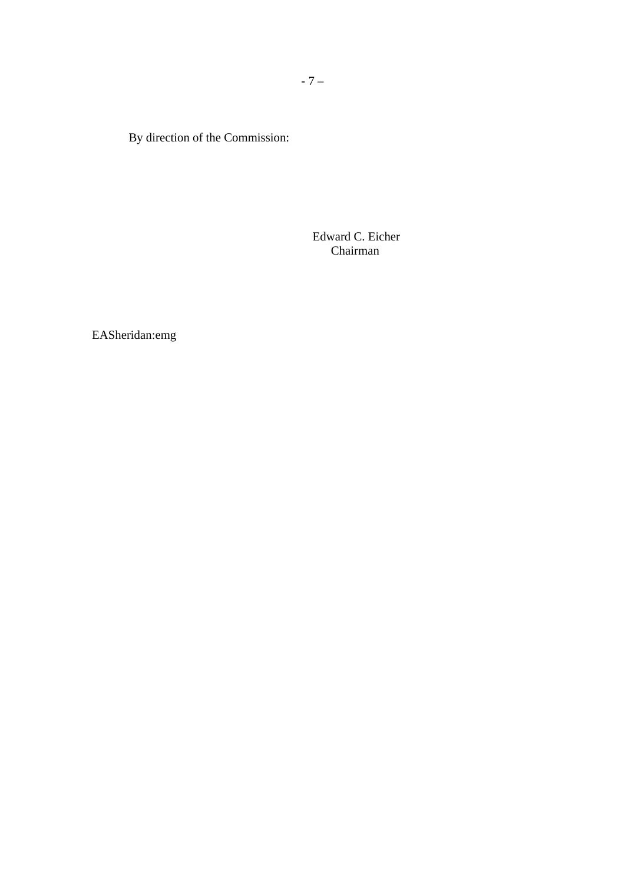By direction of the Commission:

Edward C. Eicher
Chairman

EASheridan:emg